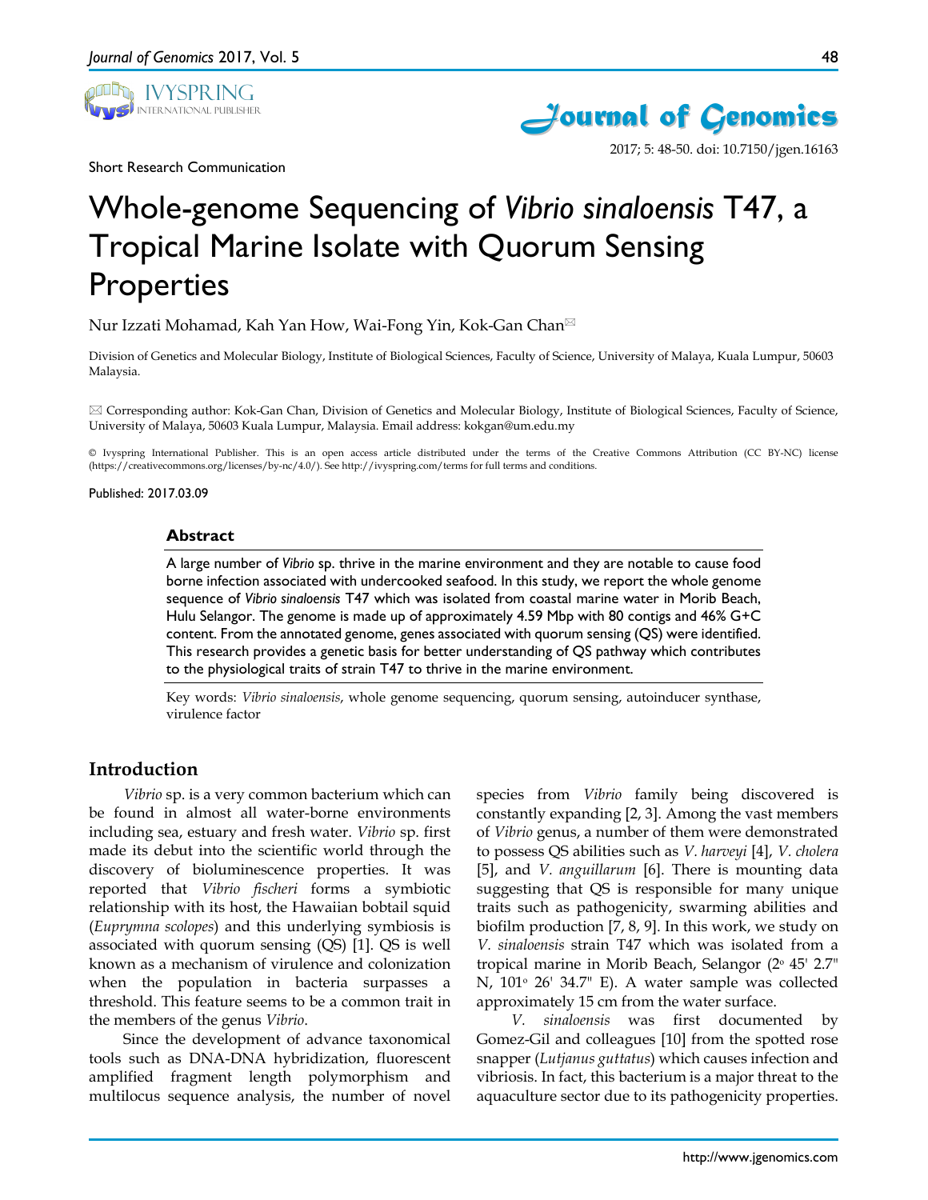Short Research Communication

# Whole-genome Sequencing of *Vibrio sinaloensis* T47, a Tropical Marine Isolate with Quorum Sensing Properties

Nur Izzati Mohamad, Kah Yan How, Wai-Fong Yin, Kok-Gan Chan✉

Division of Genetics and Molecular Biology, Institute of Biological Sciences, Faculty of Science, University of Malaya, Kuala Lumpur, 50603 Malaysia.

✉ Corresponding author: Kok-Gan Chan, Division of Genetics and Molecular Biology, Institute of Biological Sciences, Faculty of Science, University of Malaya, 50603 Kuala Lumpur, Malaysia. Email address: kokgan@um.edu.my

© Ivyspring International Publisher. This is an open access article distributed under the terms of the Creative Commons Attribution (CC BY-NC) license (https://creativecommons.org/licenses/by-nc/4.0/). See http://ivyspring.com/terms for full terms and conditions.

Published: 2017.03.09

## Abstract

A large number of *Vibrio* sp. thrive in the marine environment and they are notable to cause food borne infection associated with undercooked seafood. In this study, we report the whole genome sequence of *Vibrio sinaloensis* T47 which was isolated from coastal marine water in Morib Beach, Hulu Selangor. The genome is made up of approximately 4.59 Mbp with 80 contigs and 46% G+C content. From the annotated genome, genes associated with quorum sensing (QS) were identified. This research provides a genetic basis for better understanding of QS pathway which contributes to the physiological traits of strain T47 to thrive in the marine environment.

Key words: *Vibrio sinaloensis*, whole genome sequencing, quorum sensing, autoinducer synthase, virulence factor

## Introduction

*Vibrio* sp. is a very common bacterium which can be found in almost all water-borne environments including sea, estuary and fresh water. *Vibrio* sp. first made its debut into the scientific world through the discovery of bioluminescence properties. It was reported that *Vibrio fischeri* forms a symbiotic relationship with its host, the Hawaiian bobtail squid (*Euprymna scolopes*) and this underlying symbiosis is associated with quorum sensing (QS) [1]. QS is well known as a mechanism of virulence and colonization when the population in bacteria surpasses a threshold. This feature seems to be a common trait in the members of the genus *Vibrio*.

Since the development of advance taxonomical tools such as DNA-DNA hybridization, fluorescent amplified fragment length polymorphism and multilocus sequence analysis, the number of novel species from *Vibrio* family being discovered is constantly expanding [2, 3]. Among the vast members of *Vibrio* genus, a number of them were demonstrated to possess QS abilities such as *V. harveyi* [4], *V. cholera* [5], and *V. anguillarum* [6]. There is mounting data suggesting that QS is responsible for many unique traits such as pathogenicity, swarming abilities and biofilm production [7, 8, 9]. In this work, we study on *V. sinaloensis* strain T47 which was isolated from a tropical marine in Morib Beach, Selangor (2° 45' 2.7" N, 101° 26' 34.7" E). A water sample was collected approximately 15 cm from the water surface.

*V. sinaloensis* was first documented by Gomez-Gil and colleagues [10] from the spotted rose snapper (*Lutjanus guttatus*) which causes infection and vibriosis. In fact, this bacterium is a major threat to the aquaculture sector due to its pathogenicity properties.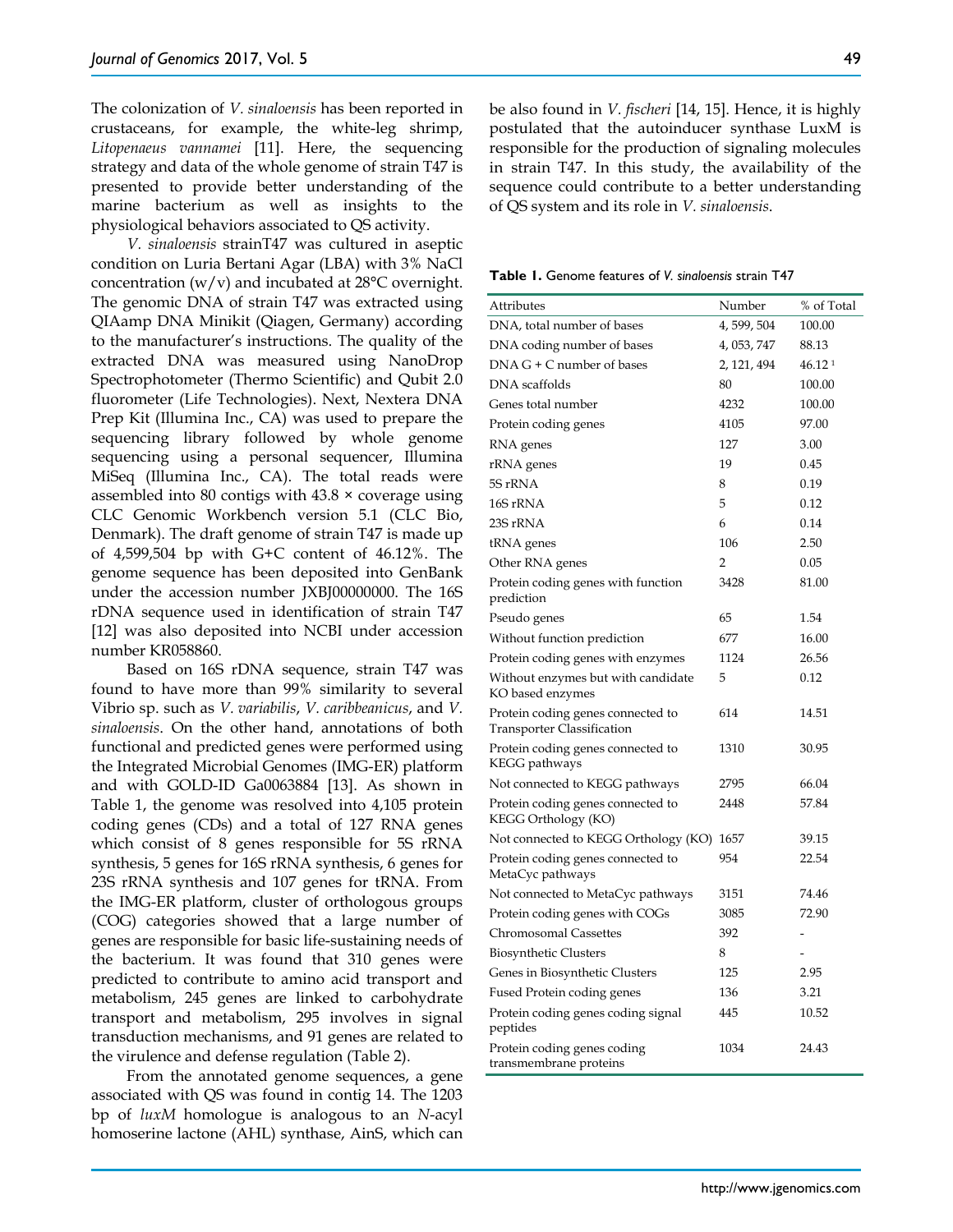The colonization of *V. sinaloensis* has been reported in crustaceans, for example, the white-leg shrimp, *Litopenaeus vannamei* [11]. Here, the sequencing strategy and data of the whole genome of strain T47 is presented to provide better understanding of the marine bacterium as well as insights to the physiological behaviors associated to QS activity.

*V. sinaloensis* strainT47 was cultured in aseptic condition on Luria Bertani Agar (LBA) with 3% NaCl concentration (w/v) and incubated at 28°C overnight. The genomic DNA of strain T47 was extracted using QIAamp DNA Minikit (Qiagen, Germany) according to the manufacturer's instructions. The quality of the extracted DNA was measured using NanoDrop Spectrophotometer (Thermo Scientific) and Qubit 2.0 fluorometer (Life Technologies). Next, Nextera DNA Prep Kit (Illumina Inc., CA) was used to prepare the sequencing library followed by whole genome sequencing using a personal sequencer, Illumina MiSeq (Illumina Inc., CA). The total reads were assembled into 80 contigs with 43.8 × coverage using CLC Genomic Workbench version 5.1 (CLC Bio, Denmark). The draft genome of strain T47 is made up of 4,599,504 bp with G+C content of 46.12%. The genome sequence has been deposited into GenBank under the accession number JXBJ00000000. The 16S rDNA sequence used in identification of strain T47 [12] was also deposited into NCBI under accession number KR058860.

Based on 16S rDNA sequence, strain T47 was found to have more than 99% similarity to several Vibrio sp. such as *V. variabilis*, *V. caribbeanicus*, and *V. sinaloensis*. On the other hand, annotations of both functional and predicted genes were performed using the Integrated Microbial Genomes (IMG-ER) platform and with GOLD-ID Ga0063884 [13]. As shown in Table 1, the genome was resolved into 4,105 protein coding genes (CDs) and a total of 127 RNA genes which consist of 8 genes responsible for 5S rRNA synthesis, 5 genes for 16S rRNA synthesis, 6 genes for 23S rRNA synthesis and 107 genes for tRNA. From the IMG-ER platform, cluster of orthologous groups (COG) categories showed that a large number of genes are responsible for basic life-sustaining needs of the bacterium. It was found that 310 genes were predicted to contribute to amino acid transport and metabolism, 245 genes are linked to carbohydrate transport and metabolism, 295 involves in signal transduction mechanisms, and 91 genes are related to the virulence and defense regulation (Table 2).

From the annotated genome sequences, a gene associated with QS was found in contig 14. The 1203 bp of *luxM* homologue is analogous to an *N*-acyl homoserine lactone (AHL) synthase, AinS, which can be also found in *V. fischeri* [14, 15]. Hence, it is highly postulated that the autoinducer synthase LuxM is responsible for the production of signaling molecules in strain T47. In this study, the availability of the sequence could contribute to a better understanding of QS system and its role in *V. sinaloensis*.

**Table 1.** Genome features of *V. sinaloensis* strain T47

| Attributes | Number | % of Total |
|---|---|---|
| DNA, total number of bases | 4, 599, 504 | 100.00 |
| DNA coding number of bases | 4, 053, 747 | 88.13 |
| DNA G + C number of bases | 2, 121, 494 | 46.12 [1] |
| DNA scaffolds | 80 | 100.00 |
| Genes total number | 4232 | 100.00 |
| Protein coding genes | 4105 | 97.00 |
| RNA genes | 127 | 3.00 |
| rRNA genes | 19 | 0.45 |
| 5S rRNA | 8 | 0.19 |
| 16S rRNA | 5 | 0.12 |
| 23S rRNA | 6 | 0.14 |
| tRNA genes | 106 | 2.50 |
| Other RNA genes | 2 | 0.05 |
| Protein coding genes with function prediction | 3428 | 81.00 |
| Pseudo genes | 65 | 1.54 |
| Without function prediction | 677 | 16.00 |
| Protein coding genes with enzymes | 1124 | 26.56 |
| Without enzymes but with candidate KO based enzymes | 5 | 0.12 |
| Protein coding genes connected to Transporter Classification | 614 | 14.51 |
| Protein coding genes connected to KEGG pathways | 1310 | 30.95 |
| Not connected to KEGG pathways | 2795 | 66.04 |
| Protein coding genes connected to KEGG Orthology (KO) | 2448 | 57.84 |
| Not connected to KEGG Orthology (KO) | 1657 | 39.15 |
| Protein coding genes connected to MetaCyc pathways | 954 | 22.54 |
| Not connected to MetaCyc pathways | 3151 | 74.46 |
| Protein coding genes with COGs | 3085 | 72.90 |
| Chromosomal Cassettes | 392 | - |
| Biosynthetic Clusters | 8 | - |
| Genes in Biosynthetic Clusters | 125 | 2.95 |
| Fused Protein coding genes | 136 | 3.21 |
| Protein coding genes coding signal peptides | 445 | 10.52 |
| Protein coding genes coding transmembrane proteins | 1034 | 24.43 |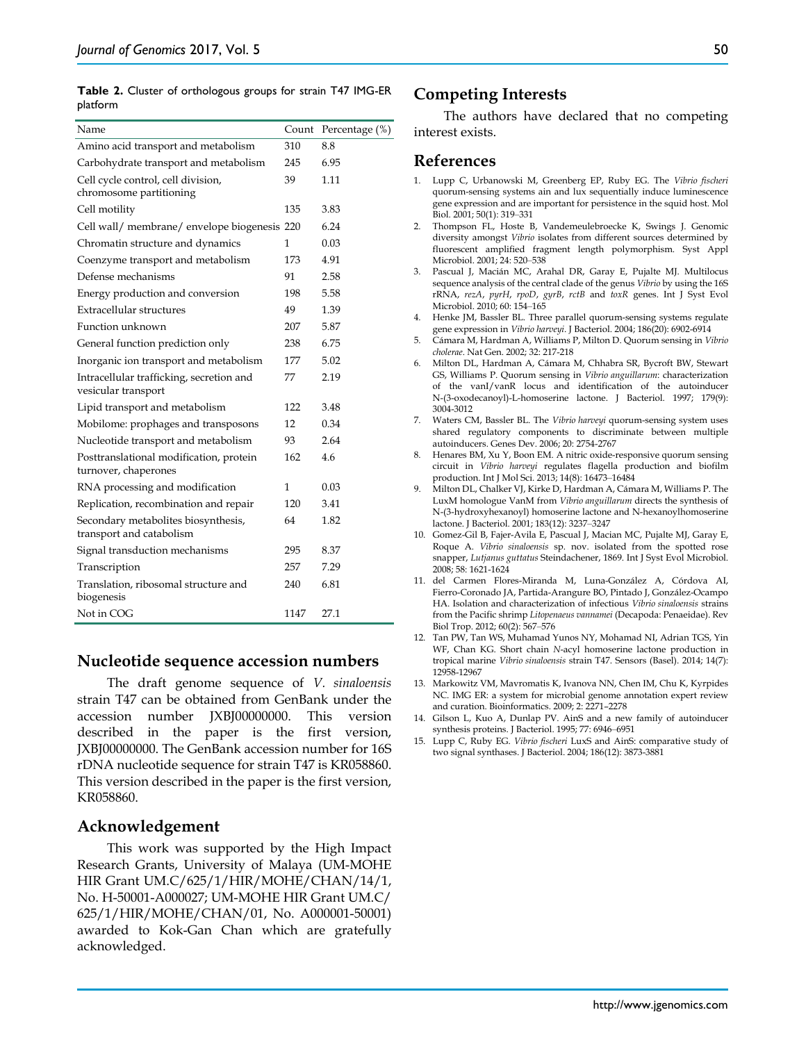**Table 2.** Cluster of orthologous groups for strain T47 IMG-ER platform

| Name | Count | Percentage (%) |
|---|---|---|
| Amino acid transport and metabolism | 310 | 8.8 |
| Carbohydrate transport and metabolism | 245 | 6.95 |
| Cell cycle control, cell division, chromosome partitioning | 39 | 1.11 |
| Cell motility | 135 | 3.83 |
| Cell wall/ membrane/ envelope biogenesis | 220 | 6.24 |
| Chromatin structure and dynamics | 1 | 0.03 |
| Coenzyme transport and metabolism | 173 | 4.91 |
| Defense mechanisms | 91 | 2.58 |
| Energy production and conversion | 198 | 5.58 |
| Extracellular structures | 49 | 1.39 |
| Function unknown | 207 | 5.87 |
| General function prediction only | 238 | 6.75 |
| Inorganic ion transport and metabolism | 177 | 5.02 |
| Intracellular trafficking, secretion and vesicular transport | 77 | 2.19 |
| Lipid transport and metabolism | 122 | 3.48 |
| Mobilome: prophages and transposons | 12 | 0.34 |
| Nucleotide transport and metabolism | 93 | 2.64 |
| Posttranslational modification, protein turnover, chaperones | 162 | 4.6 |
| RNA processing and modification | 1 | 0.03 |
| Replication, recombination and repair | 120 | 3.41 |
| Secondary metabolites biosynthesis, transport and catabolism | 64 | 1.82 |
| Signal transduction mechanisms | 295 | 8.37 |
| Transcription | 257 | 7.29 |
| Translation, ribosomal structure and biogenesis | 240 | 6.81 |
| Not in COG | 1147 | 27.1 |

## Nucleotide sequence accession numbers

The draft genome sequence of *V. sinaloensis* strain T47 can be obtained from GenBank under the accession number JXBJ00000000. This version described in the paper is the first version, JXBJ00000000. The GenBank accession number for 16S rDNA nucleotide sequence for strain T47 is KR058860. This version described in the paper is the first version, KR058860.

## Acknowledgement

This work was supported by the High Impact Research Grants, University of Malaya (UM-MOHE HIR Grant UM.C/625/1/HIR/MOHE/CHAN/14/1, No. H-50001-A000027; UM-MOHE HIR Grant UM.C/625/1/HIR/MOHE/CHAN/01, No. A000001-50001) awarded to Kok-Gan Chan which are gratefully acknowledged.

## Competing Interests

The authors have declared that no competing interest exists.

## References

1. Lupp C, Urbanowski M, Greenberg EP, Ruby EG. The *Vibrio fischeri* quorum-sensing systems ain and lux sequentially induce luminescence gene expression and are important for persistence in the squid host. Mol Biol. 2001; 50(1): 319–331
2. Thompson FL, Hoste B, Vandemeulebroecke K, Swings J. Genomic diversity amongst *Vibrio* isolates from different sources determined by fluorescent amplified fragment length polymorphism. Syst Appl Microbiol. 2001; 24: 520–538
3. Pascual J, Macián MC, Arahal DR, Garay E, Pujalte MJ. Multilocus sequence analysis of the central clade of the genus *Vibrio* by using the 16S rRNA, *rezA*, *pyrH*, *rpoD*, *gyrB*, *rctB* and *toxR* genes. Int J Syst Evol Microbiol. 2010; 60: 154–165
4. Henke JM, Bassler BL. Three parallel quorum-sensing systems regulate gene expression in *Vibrio harveyi*. J Bacteriol. 2004; 186(20): 6902-6914
5. Cámara M, Hardman A, Williams P, Milton D. Quorum sensing in *Vibrio cholerae*. Nat Gen. 2002; 32: 217-218
6. Milton DL, Hardman A, Cámara M, Chhabra SR, Bycroft BW, Stewart GS, Williams P. Quorum sensing in *Vibrio anguillarum*: characterization of the vanI/vanR locus and identification of the autoinducer N-(3-oxodecanoyl)-L-homoserine lactone. J Bacteriol. 1997; 179(9): 3004-3012
7. Waters CM, Bassler BL. The *Vibrio harveyi* quorum-sensing system uses shared regulatory components to discriminate between multiple autoinducers. Genes Dev. 2006; 20: 2754-2767
8. Henares BM, Xu Y, Boon EM. A nitric oxide-responsive quorum sensing circuit in *Vibrio harveyi* regulates flagella production and biofilm production. Int J Mol Sci. 2013; 14(8): 16473–16484
9. Milton DL, Chalker VJ, Kirke D, Hardman A, Cámara M, Williams P. The LuxM homologue VanM from *Vibrio anguillarum* directs the synthesis of N-(3-hydroxyhexanoyl) homoserine lactone and N-hexanoylhomoserine lactone. J Bacteriol. 2001; 183(12): 3237–3247
10. Gomez-Gil B, Fajer-Avila E, Pascual J, Macian MC, Pujalte MJ, Garay E, Roque A. *Vibrio sinaloensis* sp. nov. isolated from the spotted rose snapper, *Lutjanus guttatus* Steindachener, 1869. Int J Syst Evol Microbiol. 2008; 58: 1621-1624
11. del Carmen Flores-Miranda M, Luna-González A, Córdova AI, Fierro-Coronado JA, Partida-Arangure BO, Pintado J, González-Ocampo HA. Isolation and characterization of infectious *Vibrio sinaloensis* strains from the Pacific shrimp *Litopenaeus vannamei* (Decapoda: Penaeidae). Rev Biol Trop. 2012; 60(2): 567–576
12. Tan PW, Tan WS, Muhamad Yunos NY, Mohamad NI, Adrian TGS, Yin WF, Chan KG. Short chain *N*-acyl homoserine lactone production in tropical marine *Vibrio sinaloensis* strain T47. Sensors (Basel). 2014; 14(7): 12958-12967
13. Markowitz VM, Mavromatis K, Ivanova NN, Chen IM, Chu K, Kyrpides NC. IMG ER: a system for microbial genome annotation expert review and curation. Bioinformatics. 2009; 2: 2271–2278
14. Gilson L, Kuo A, Dunlap PV. AinS and a new family of autoinducer synthesis proteins. J Bacteriol. 1995; 77: 6946–6951
15. Lupp C, Ruby EG. *Vibrio fischeri* LuxS and AinS: comparative study of two signal synthases. J Bacteriol. 2004; 186(12): 3873-3881